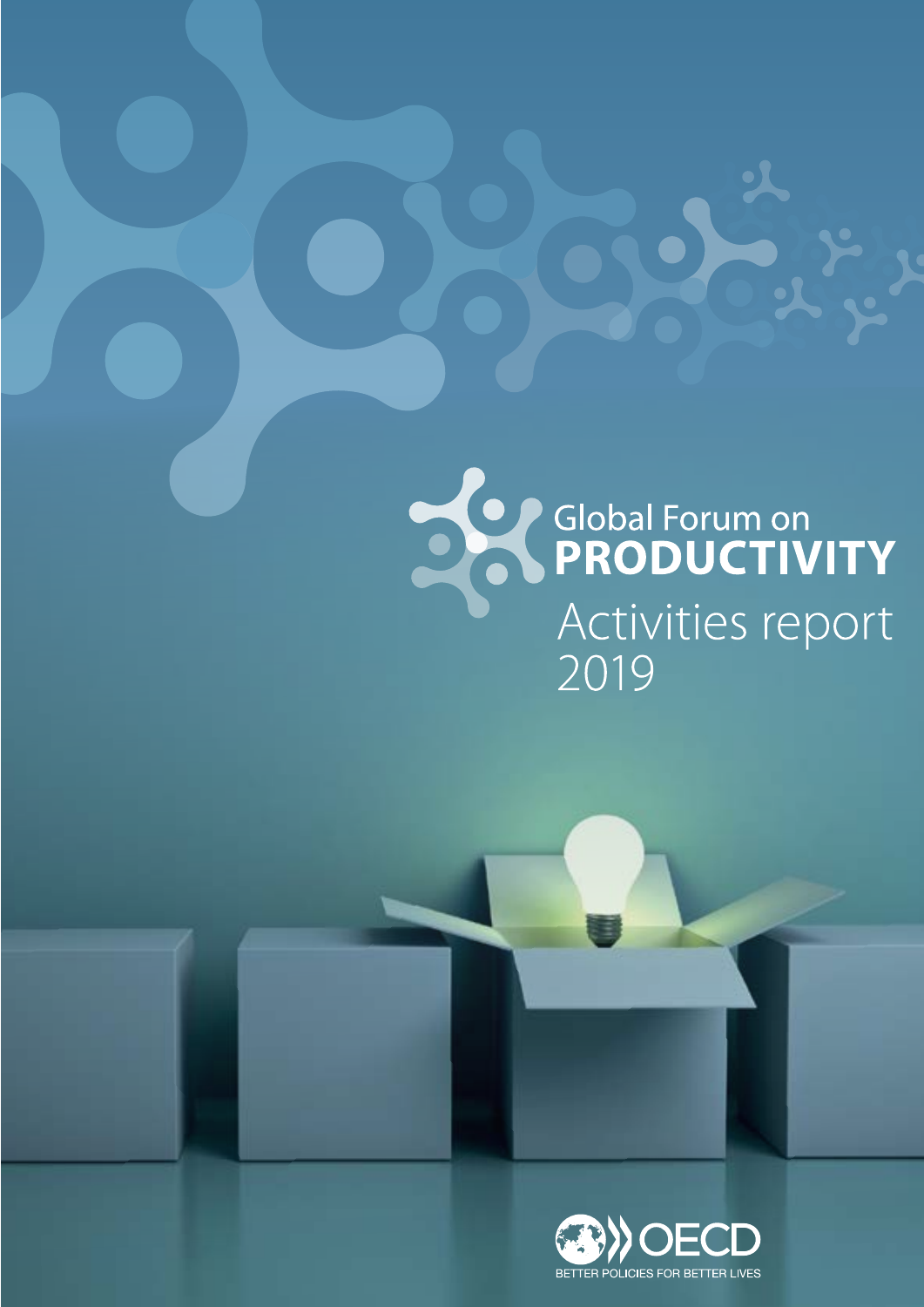# Global Forum on **PRODUCTIVITY**

## Activities report 2019

OECD

BETTER POLICIES FOR BETTER LIVES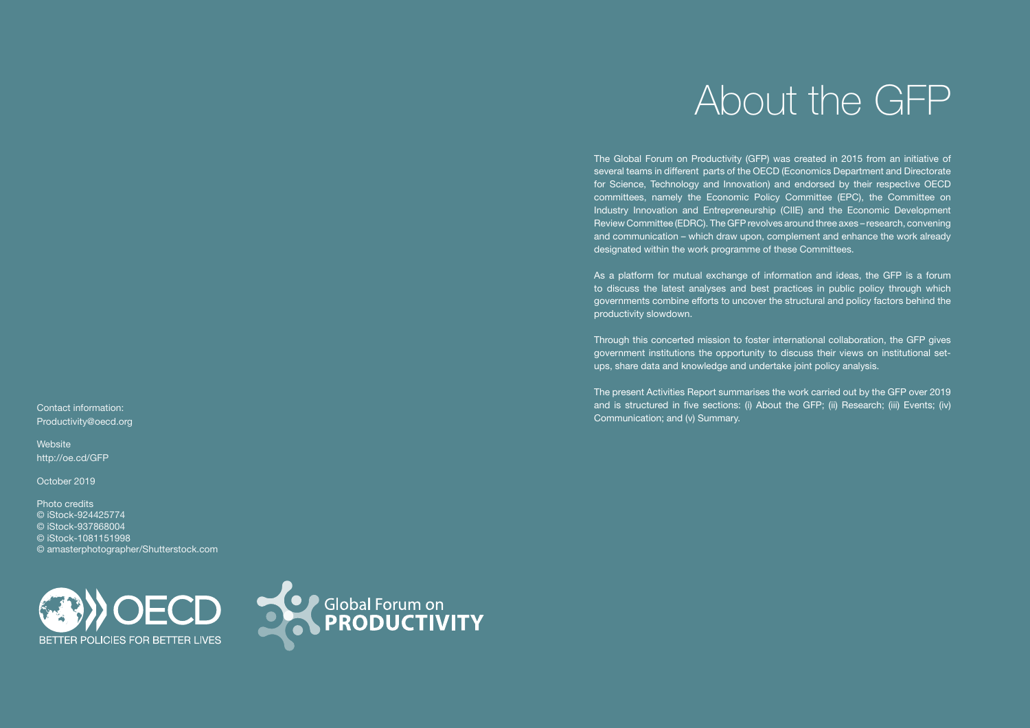# About the GFP

The Global Forum on Productivity (GFP) was created in 2015 from an initiative of several teams in different parts of the OECD (Economics Department and Directorate for Science, Technology and Innovation) and endorsed by their respective OECD committees, namely the Economic Policy Committee (EPC), the Committee on Industry Innovation and Entrepreneurship (CIIE) and the Economic Development Review Committee (EDRC). The GFP revolves around three axes – research, convening and communication – which draw upon, complement and enhance the work already designated within the work programme of these Committees.

As a platform for mutual exchange of information and ideas, the GFP is a forum to discuss the latest analyses and best practices in public policy through which governments combine efforts to uncover the structural and policy factors behind the productivity slowdown.

Through this concerted mission to foster international collaboration, the GFP gives government institutions the opportunity to discuss their views on institutional set-ups, share data and knowledge and undertake joint policy analysis.

The present Activities Report summarises the work carried out by the GFP over 2019 and is structured in five sections: (i) About the GFP; (ii) Research; (iii) Events; (iv) Communication; and (v) Summary.

Contact information:
Productivity@oecd.org

Website
http://oe.cd/GFP

October 2019

Photo credits
© iStock-924425774
© iStock-937868004
© iStock-1081151998
© amasterphotographer/Shutterstock.com

OECD BETTER POLICIES FOR BETTER LIVES

Global Forum on PRODUCTIVITY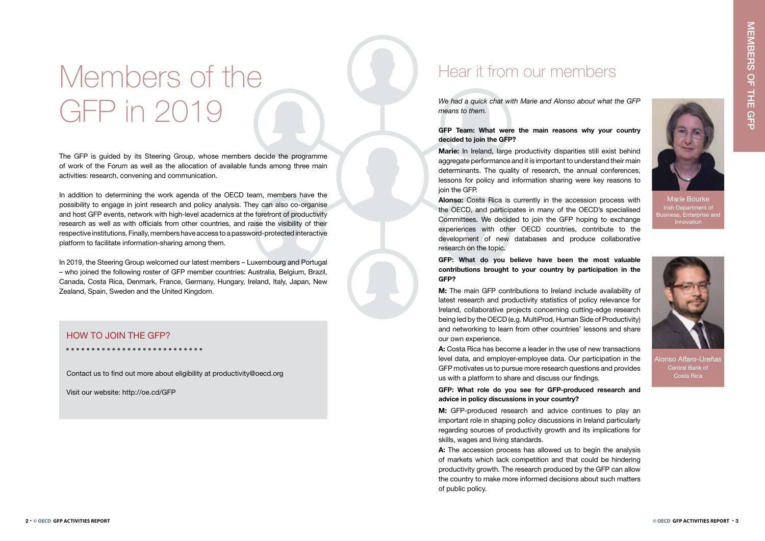# Members of the GFP in 2019

The GFP is guided by its Steering Group, whose members decide the programme of work of the Forum as well as the allocation of available funds among three main activities: research, convening and communication.

In addition to determining the work agenda of the OECD team, members have the possibility to engage in joint research and policy analysis. They can also co-organise and host GFP events, network with high-level academics at the forefront of productivity research as well as with officials from other countries, and raise the visibility of their respective institutions. Finally, members have access to a password-protected interactive platform to facilitate information-sharing among them.

In 2019, the Steering Group welcomed our latest members – Luxembourg and Portugal – who joined the following roster of GFP member countries: Australia, Belgium, Brazil, Canada, Costa Rica, Denmark, France, Germany, Hungary, Ireland, Italy, Japan, New Zealand, Spain, Sweden and the United Kingdom.

## HOW TO JOIN THE GFP?

Contact us to find out more about eligibility at productivity@oecd.org

Visit our website: http://oe.cd/GFP

## Hear it from our members

*We had a quick chat with Marie and Alonso about what the GFP means to them.*

**GFP Team: What were the main reasons why your country decided to join the GFP?**

**Marie:** In Ireland, large productivity disparities still exist behind aggregate performance and it is important to understand their main determinants. The quality of research, the annual conferences, lessons for policy and information sharing were key reasons to join the GFP.

**Alonso:** Costa Rica is currently in the accession process with the OECD, and participates in many of the OECD's specialised Committees. We decided to join the GFP hoping to exchange experiences with other OECD countries, contribute to the development of new databases and produce collaborative research on the topic.

**GFP: What do you believe have been the most valuable contributions brought to your country by participation in the GFP?**

**M:** The main GFP contributions to Ireland include availability of latest research and productivity statistics of policy relevance for Ireland, collaborative projects concerning cutting-edge research being led by the OECD (e.g. MultiProd, Human Side of Productivity) and networking to learn from other countries' lessons and share our own experience.

**A:** Costa Rica has become a leader in the use of new transactions level data, and employer-employee data. Our participation in the GFP motivates us to pursue more research questions and provides us with a platform to share and discuss our findings.

**GFP: What role do you see for GFP-produced research and advice in policy discussions in your country?**

**M:** GFP-produced research and advice continues to play an important role in shaping policy discussions in Ireland particularly regarding sources of productivity growth and its implications for skills, wages and living standards.

**A:** The accession process has allowed us to begin the analysis of markets which lack competition and that could be hindering productivity growth. The research produced by the GFP can allow the country to make more informed decisions about such matters of public policy.

Marie Bourke
Irish Department of Business, Enterprise and Innovation

Alonso Alfaro-Ureñas
Central Bank of Costa Rica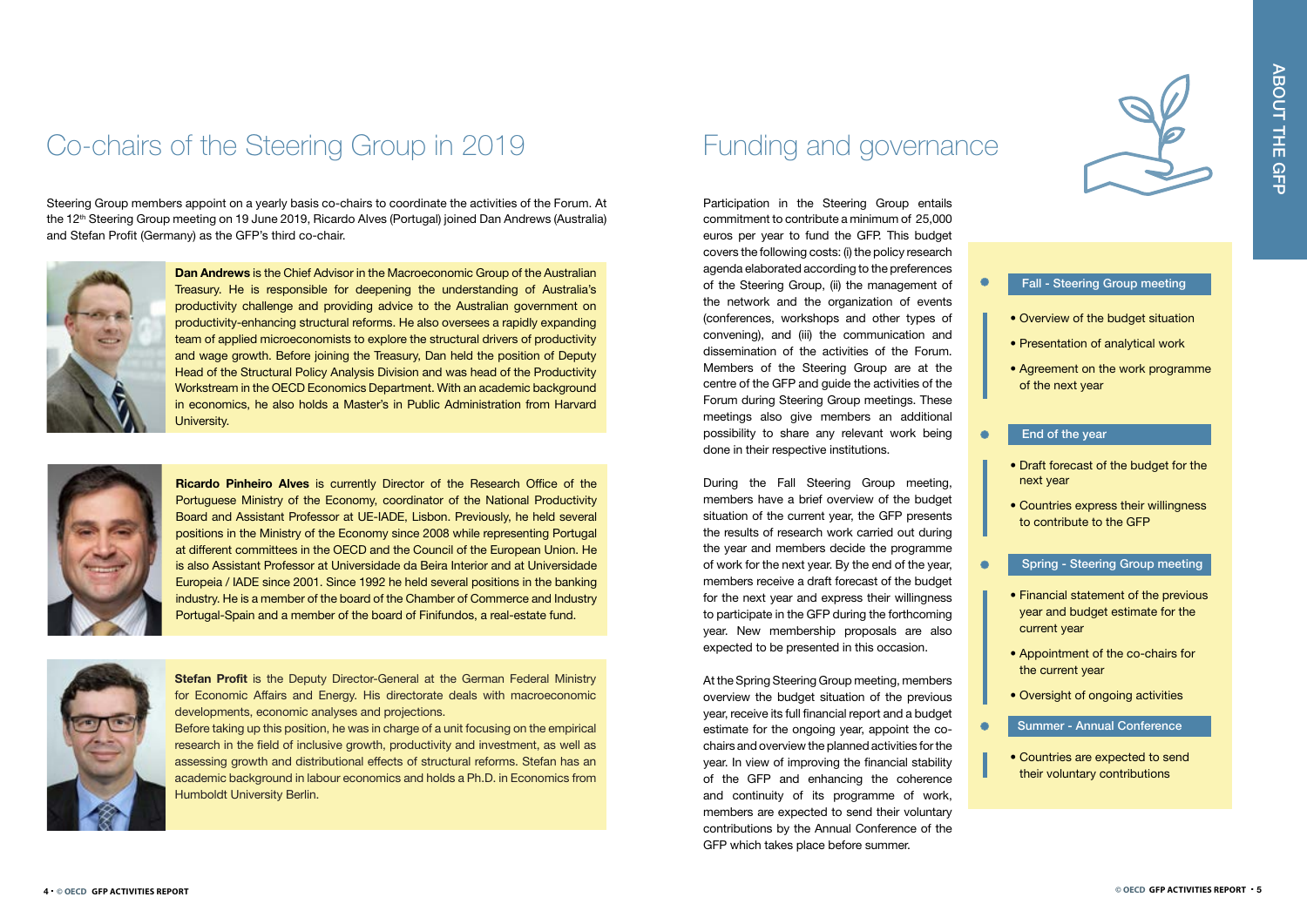# Co-chairs of the Steering Group in 2019

Steering Group members appoint on a yearly basis co-chairs to coordinate the activities of the Forum. At the 12th Steering Group meeting on 19 June 2019, Ricardo Alves (Portugal) joined Dan Andrews (Australia) and Stefan Profit (Germany) as the GFP's third co-chair.

**Dan Andrews** is the Chief Advisor in the Macroeconomic Group of the Australian Treasury. He is responsible for deepening the understanding of Australia's productivity challenge and providing advice to the Australian government on productivity-enhancing structural reforms. He also oversees a rapidly expanding team of applied microeconomists to explore the structural drivers of productivity and wage growth. Before joining the Treasury, Dan held the position of Deputy Head of the Structural Policy Analysis Division and was head of the Productivity Workstream in the OECD Economics Department. With an academic background in economics, he also holds a Master's in Public Administration from Harvard University.

**Ricardo Pinheiro Alves** is currently Director of the Research Office of the Portuguese Ministry of the Economy, coordinator of the National Productivity Board and Assistant Professor at UE-IADE, Lisbon. Previously, he held several positions in the Ministry of the Economy since 2008 while representing Portugal at different committees in the OECD and the Council of the European Union. He is also Assistant Professor at Universidade da Beira Interior and at Universidade Europeia / IADE since 2001. Since 1992 he held several positions in the banking industry. He is a member of the board of the Chamber of Commerce and Industry Portugal-Spain and a member of the board of Finifundos, a real-estate fund.

**Stefan Profit** is the Deputy Director-General at the German Federal Ministry for Economic Affairs and Energy. His directorate deals with macroeconomic developments, economic analyses and projections.
Before taking up this position, he was in charge of a unit focusing on the empirical research in the field of inclusive growth, productivity and investment, as well as assessing growth and distributional effects of structural reforms. Stefan has an academic background in labour economics and holds a Ph.D. in Economics from Humboldt University Berlin.

# Funding and governance

Participation in the Steering Group entails commitment to contribute a minimum of 25,000 euros per year to fund the GFP. This budget covers the following costs: (i) the policy research agenda elaborated according to the preferences of the Steering Group, (ii) the management of the network and the organization of events (conferences, workshops and other types of convening), and (iii) the communication and dissemination of the activities of the Forum. Members of the Steering Group are at the centre of the GFP and guide the activities of the Forum during Steering Group meetings. These meetings also give members an additional possibility to share any relevant work being done in their respective institutions.

During the Fall Steering Group meeting, members have a brief overview of the budget situation of the current year, the GFP presents the results of research work carried out during the year and members decide the programme of work for the next year. By the end of the year, members receive a draft forecast of the budget for the next year and express their willingness to participate in the GFP during the forthcoming year. New membership proposals are also expected to be presented in this occasion.

At the Spring Steering Group meeting, members overview the budget situation of the previous year, receive its full financial report and a budget estimate for the ongoing year, appoint the co-chairs and overview the planned activities for the year. In view of improving the financial stability of the GFP and enhancing the coherence and continuity of its programme of work, members are expected to send their voluntary contributions by the Annual Conference of the GFP which takes place before summer.

**Fall - Steering Group meeting**

- Overview of the budget situation
- Presentation of analytical work
- Agreement on the work programme of the next year

**End of the year**

- Draft forecast of the budget for the next year
- Countries express their willingness to contribute to the GFP

**Spring - Steering Group meeting**

- Financial statement of the previous year and budget estimate for the current year
- Appointment of the co-chairs for the current year
- Oversight of ongoing activities

**Summer - Annual Conference**

- Countries are expected to send their voluntary contributions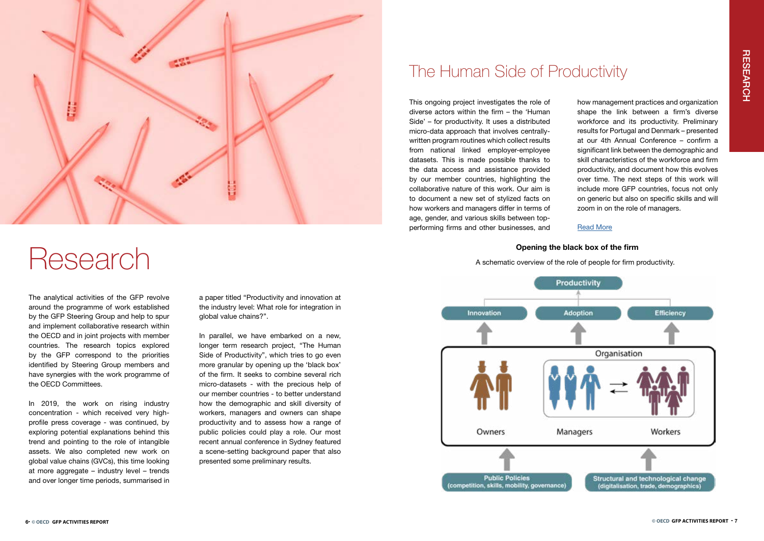# Research

The analytical activities of the GFP revolve around the programme of work established by the GFP Steering Group and help to spur and implement collaborative research within the OECD and in joint projects with member countries. The research topics explored by the GFP correspond to the priorities identified by Steering Group members and have synergies with the work programme of the OECD Committees.

In 2019, the work on rising industry concentration - which received very high-profile press coverage - was continued, by exploring potential explanations behind this trend and pointing to the role of intangible assets. We also completed new work on global value chains (GVCs), this time looking at more aggregate – industry level – trends and over longer time periods, summarised in a paper titled "Productivity and innovation at the industry level: What role for integration in global value chains?".

In parallel, we have embarked on a new, longer term research project, "The Human Side of Productivity", which tries to go even more granular by opening up the 'black box' of the firm. It seeks to combine several rich micro-datasets - with the precious help of our member countries - to better understand how the demographic and skill diversity of workers, managers and owners can shape productivity and to assess how a range of public policies could play a role. Our most recent annual conference in Sydney featured a scene-setting background paper that also presented some preliminary results.

## The Human Side of Productivity

This ongoing project investigates the role of diverse actors within the firm – the 'Human Side' – for productivity. It uses a distributed micro-data approach that involves centrally-written program routines which collect results from national linked employer-employee datasets. This is made possible thanks to the data access and assistance provided by our member countries, highlighting the collaborative nature of this work. Our aim is to document a new set of stylized facts on how workers and managers differ in terms of age, gender, and various skills between top-performing firms and other businesses, and how management practices and organization shape the link between a firm's diverse workforce and its productivity. Preliminary results for Portugal and Denmark – presented at our 4th Annual Conference – confirm a significant link between the demographic and skill characteristics of the workforce and firm productivity, and document how this evolves over time. The next steps of this work will include more GFP countries, focus not only on generic but also on specific skills and will zoom in on the role of managers.

[Read More]

**Opening the black box of the firm**

A schematic overview of the role of people for firm productivity.

Productivity

Innovation | Adoption | Efficiency

Organisation

Owners | Managers | Workers

Public Policies (competition, skills, mobility, governance) | Structural and technological change (digitalisation, trade, demographics)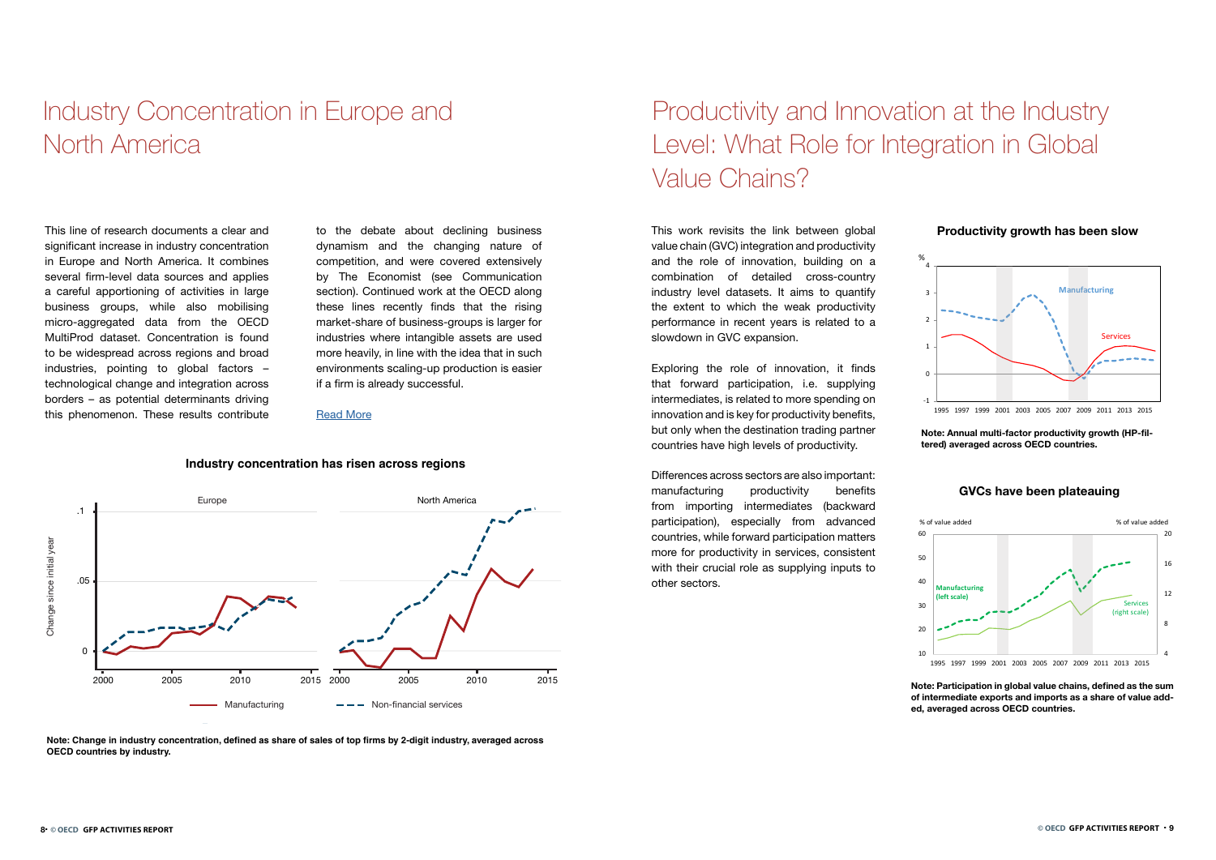# Industry Concentration in Europe and North America

This line of research documents a clear and significant increase in industry concentration in Europe and North America. It combines several firm-level data sources and applies a careful apportioning of activities in large business groups, while also mobilising micro-aggregated data from the OECD MultiProd dataset. Concentration is found to be widespread across regions and broad industries, pointing to global factors – technological change and integration across borders – as potential determinants driving this phenomenon. These results contribute to the debate about declining business dynamism and the changing nature of competition, and were covered extensively by The Economist (see Communication section). Continued work at the OECD along these lines recently finds that the rising market-share of business-groups is larger for industries where intangible assets are used more heavily, in line with the idea that in such environments scaling-up production is easier if a firm is already successful.

[Read More]

**Industry concentration has risen across regions**

**Note: Change in industry concentration, defined as share of sales of top firms by 2-digit industry, averaged across OECD countries by industry.**

# Productivity and Innovation at the Industry Level: What Role for Integration in Global Value Chains?

This work revisits the link between global value chain (GVC) integration and productivity and the role of innovation, building on a combination of detailed cross-country industry level datasets. It aims to quantify the extent to which the weak productivity performance in recent years is related to a slowdown in GVC expansion.

Exploring the role of innovation, it finds that forward participation, i.e. supplying intermediates, is related to more spending on innovation and is key for productivity benefits, but only when the destination trading partner countries have high levels of productivity.

Differences across sectors are also important: manufacturing productivity benefits from importing intermediates (backward participation), especially from advanced countries, while forward participation matters more for productivity in services, consistent with their crucial role as supplying inputs to other sectors.

**Productivity growth has been slow**

**Note: Annual multi-factor productivity growth (HP-filtered) averaged across OECD countries.**

**GVCs have been plateauing**

**Note: Participation in global value chains, defined as the sum of intermediate exports and imports as a share of value added, averaged across OECD countries.**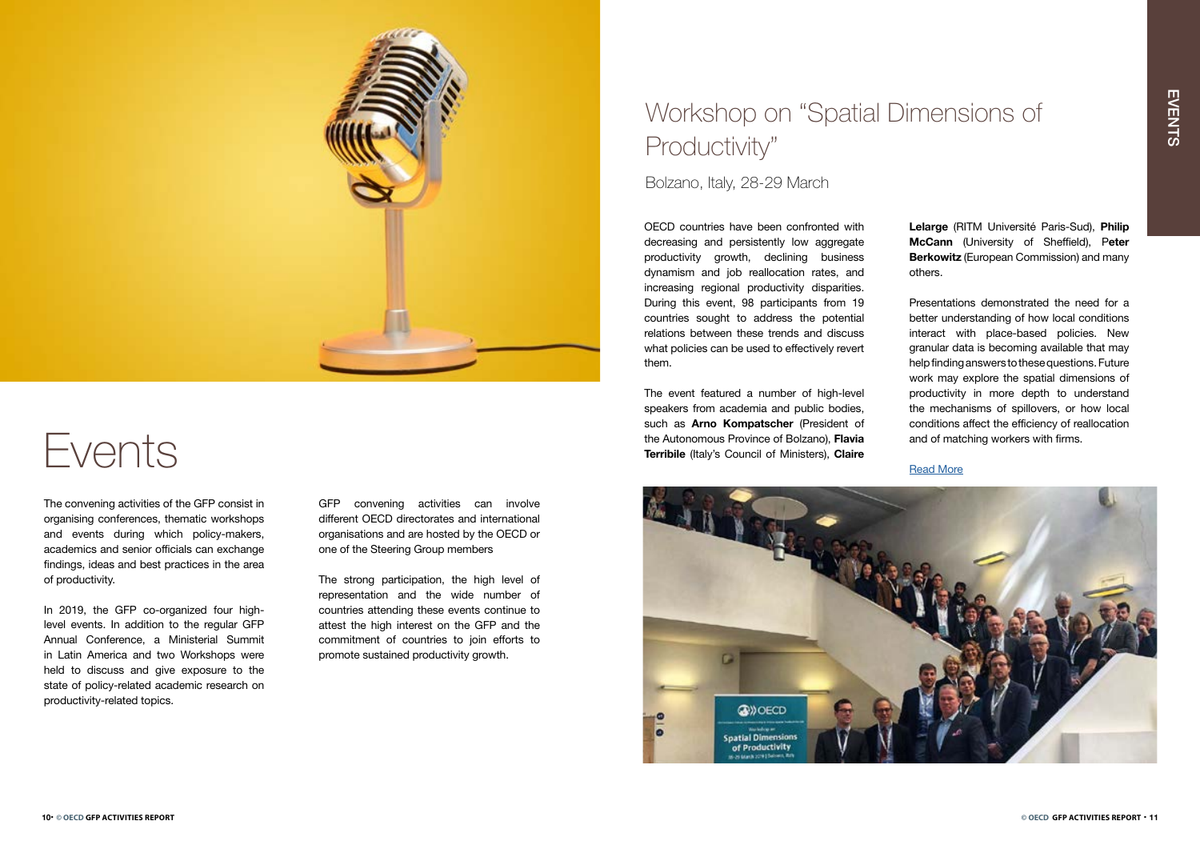# Events

The convening activities of the GFP consist in organising conferences, thematic workshops and events during which policy-makers, academics and senior officials can exchange findings, ideas and best practices in the area of productivity.

In 2019, the GFP co-organized four high-level events. In addition to the regular GFP Annual Conference, a Ministerial Summit in Latin America and two Workshops were held to discuss and give exposure to the state of policy-related academic research on productivity-related topics.

GFP convening activities can involve different OECD directorates and international organisations and are hosted by the OECD or one of the Steering Group members

The strong participation, the high level of representation and the wide number of countries attending these events continue to attest the high interest on the GFP and the commitment of countries to join efforts to promote sustained productivity growth.

## Workshop on "Spatial Dimensions of Productivity"

Bolzano, Italy, 28-29 March

OECD countries have been confronted with decreasing and persistently low aggregate productivity growth, declining business dynamism and job reallocation rates, and increasing regional productivity disparities. During this event, 98 participants from 19 countries sought to address the potential relations between these trends and discuss what policies can be used to effectively revert them.

The event featured a number of high-level speakers from academia and public bodies, such as **Arno Kompatscher** (President of the Autonomous Province of Bolzano), **Flavia Terribile** (Italy's Council of Ministers), **Claire Lelarge** (RITM Université Paris-Sud), **Philip McCann** (University of Sheffield), **Peter Berkowitz** (European Commission) and many others.

Presentations demonstrated the need for a better understanding of how local conditions interact with place-based policies. New granular data is becoming available that may help finding answers to these questions. Future work may explore the spatial dimensions of productivity in more depth to understand the mechanisms of spillovers, or how local conditions affect the efficiency of reallocation and of matching workers with firms.

Read More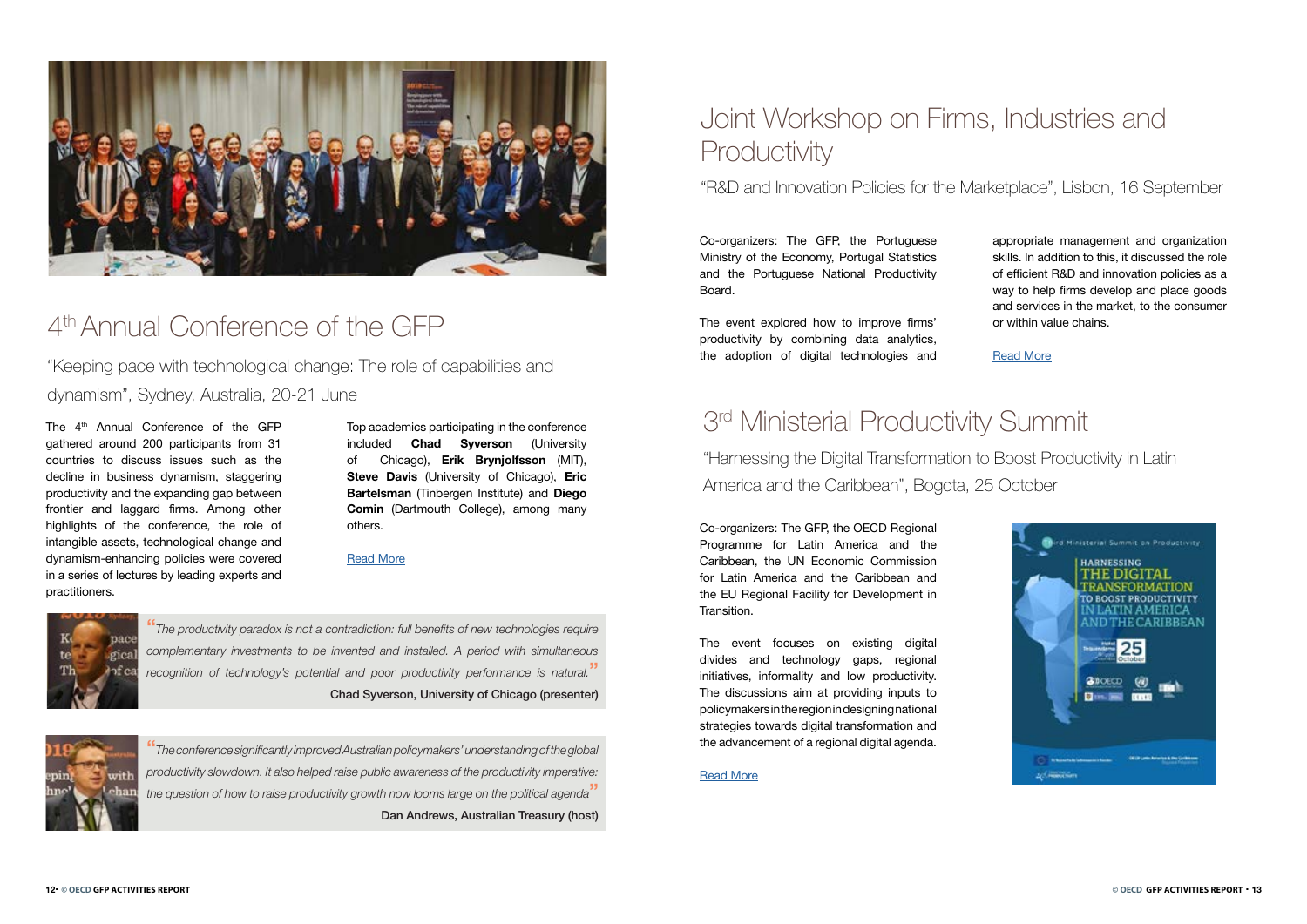## 4th Annual Conference of the GFP

"Keeping pace with technological change: The role of capabilities and dynamism", Sydney, Australia, 20-21 June

The 4th Annual Conference of the GFP gathered around 200 participants from 31 countries to discuss issues such as the decline in business dynamism, staggering productivity and the expanding gap between frontier and laggard firms. Among other highlights of the conference, the role of intangible assets, technological change and dynamism-enhancing policies were covered in a series of lectures by leading experts and practitioners.

Top academics participating in the conference included **Chad Syverson** (University of Chicago), **Erik Brynjolfsson** (MIT), **Steve Davis** (University of Chicago), **Eric Bartelsman** (Tinbergen Institute) and **Diego Comin** (Dartmouth College), among many others.

Read More

*"The productivity paradox is not a contradiction: full benefits of new technologies require complementary investments to be invented and installed. A period with simultaneous recognition of technology's potential and poor productivity performance is natural."*

Chad Syverson, University of Chicago (presenter)

*"The conference significantly improved Australian policymakers' understanding of the global productivity slowdown. It also helped raise public awareness of the productivity imperative: the question of how to raise productivity growth now looms large on the political agenda"*

Dan Andrews, Australian Treasury (host)

## Joint Workshop on Firms, Industries and Productivity

"R&D and Innovation Policies for the Marketplace", Lisbon, 16 September

Co-organizers: The GFP, the Portuguese Ministry of the Economy, Portugal Statistics and the Portuguese National Productivity Board.

The event explored how to improve firms' productivity by combining data analytics, the adoption of digital technologies and appropriate management and organization skills. In addition to this, it discussed the role of efficient R&D and innovation policies as a way to help firms develop and place goods and services in the market, to the consumer or within value chains.

Read More

## 3rd Ministerial Productivity Summit

"Harnessing the Digital Transformation to Boost Productivity in Latin America and the Caribbean", Bogota, 25 October

Co-organizers: The GFP, the OECD Regional Programme for Latin America and the Caribbean, the UN Economic Commission for Latin America and the Caribbean and the EU Regional Facility for Development in Transition.

The event focuses on existing digital divides and technology gaps, regional initiatives, informality and low productivity. The discussions aim at providing inputs to policymakers in the region in designing national strategies towards digital transformation and the advancement of a regional digital agenda.

Read More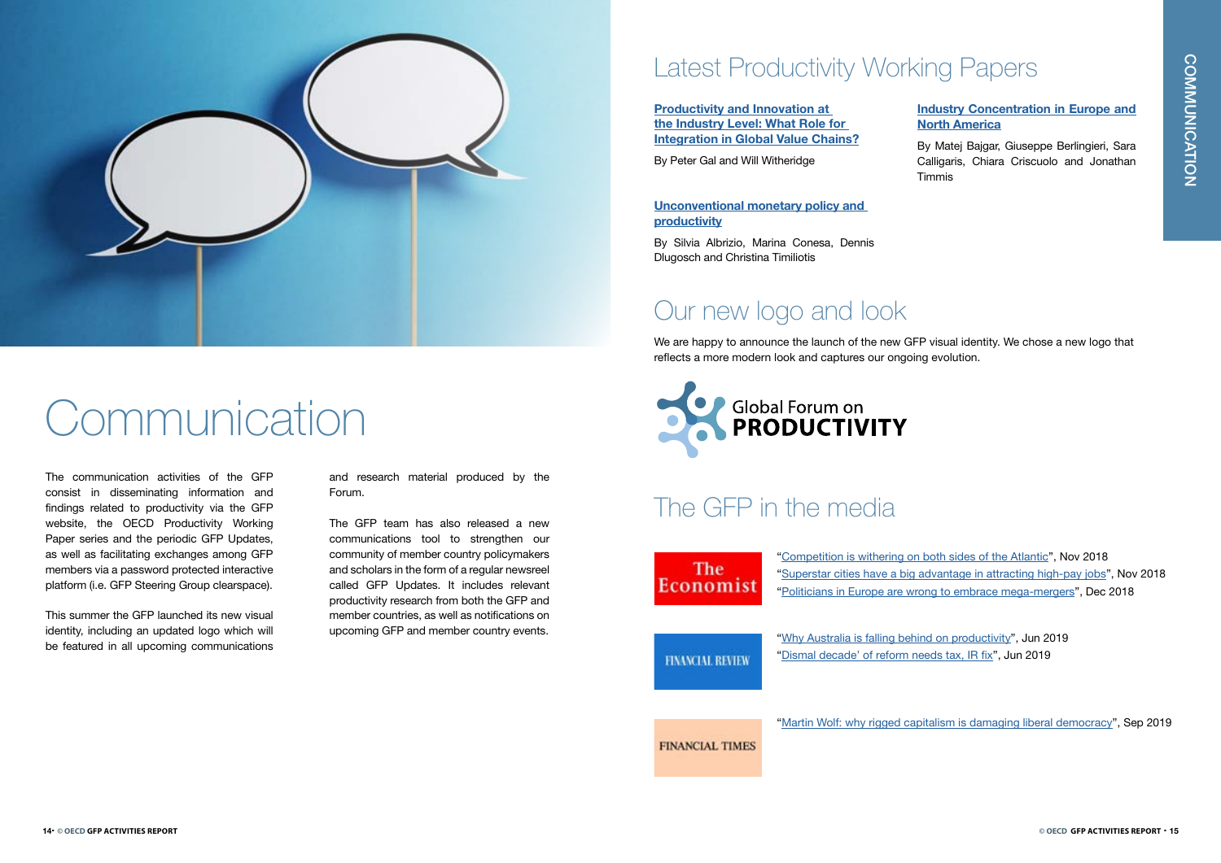# Communication

The communication activities of the GFP consist in disseminating information and findings related to productivity via the GFP website, the OECD Productivity Working Paper series and the periodic GFP Updates, as well as facilitating exchanges among GFP members via a password protected interactive platform (i.e. GFP Steering Group clearspace).

This summer the GFP launched its new visual identity, including an updated logo which will be featured in all upcoming communications and research material produced by the Forum.

The GFP team has also released a new communications tool to strengthen our community of member country policymakers and scholars in the form of a regular newsreel called GFP Updates. It includes relevant productivity research from both the GFP and member countries, as well as notifications on upcoming GFP and member country events.

## Latest Productivity Working Papers

**Productivity and Innovation at the Industry Level: What Role for Integration in Global Value Chains?**

By Peter Gal and Will Witheridge

**Unconventional monetary policy and productivity**

By Silvia Albrizio, Marina Conesa, Dennis Dlugosch and Christina Timiliotis

**Industry Concentration in Europe and North America**

By Matej Bajgar, Giuseppe Berlingieri, Sara Calligaris, Chiara Criscuolo and Jonathan Timmis

## Our new logo and look

We are happy to announce the launch of the new GFP visual identity. We chose a new logo that reflects a more modern look and captures our ongoing evolution.

Global Forum on PRODUCTIVITY

## The GFP in the media

The Economist

"Competition is withering on both sides of the Atlantic", Nov 2018
"Superstar cities have a big advantage in attracting high-pay jobs", Nov 2018
"Politicians in Europe are wrong to embrace mega-mergers", Dec 2018

FINANCIAL REVIEW

"Why Australia is falling behind on productivity", Jun 2019
"Dismal decade' of reform needs tax, IR fix", Jun 2019

FINANCIAL TIMES

"Martin Wolf: why rigged capitalism is damaging liberal democracy", Sep 2019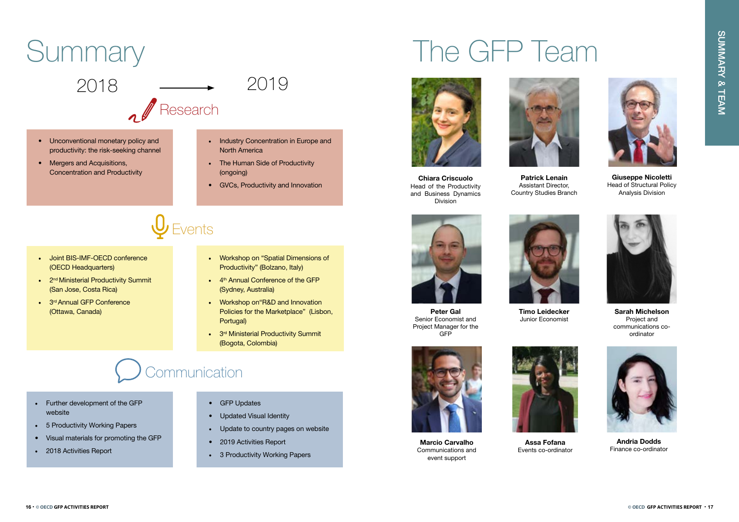# Summary

2018 → 2019

## Research

**2018**

- Unconventional monetary policy and productivity: the risk-seeking channel
- Mergers and Acquisitions, Concentration and Productivity

**2019**

- Industry Concentration in Europe and North America
- The Human Side of Productivity (ongoing)
- GVCs, Productivity and Innovation

## Events

**2018**

- Joint BIS-IMF-OECD conference (OECD Headquarters)
- 2nd Ministerial Productivity Summit (San Jose, Costa Rica)
- 3rd Annual GFP Conference (Ottawa, Canada)

**2019**

- Workshop on "Spatial Dimensions of Productivity" (Bolzano, Italy)
- 4th Annual Conference of the GFP (Sydney, Australia)
- Workshop on "R&D and Innovation Policies for the Marketplace" (Lisbon, Portugal)
- 3rd Ministerial Productivity Summit (Bogota, Colombia)

## Communication

**2018**

- Further development of the GFP website
- 5 Productivity Working Papers
- Visual materials for promoting the GFP
- 2018 Activities Report

**2019**

- GFP Updates
- Updated Visual Identity
- Update to country pages on website
- 2019 Activities Report
- 3 Productivity Working Papers

# The GFP Team

**Chiara Criscuolo**
Head of the Productivity and Business Dynamics Division

**Patrick Lenain**
Assistant Director, Country Studies Branch

**Giuseppe Nicoletti**
Head of Structural Policy Analysis Division

**Peter Gal**
Senior Economist and Project Manager for the GFP

**Timo Leidecker**
Junior Economist

**Sarah Michelson**
Project and communications co-ordinator

**Marcio Carvalho**
Communications and event support

**Assa Fofana**
Events co-ordinator

**Andria Dodds**
Finance co-ordinator